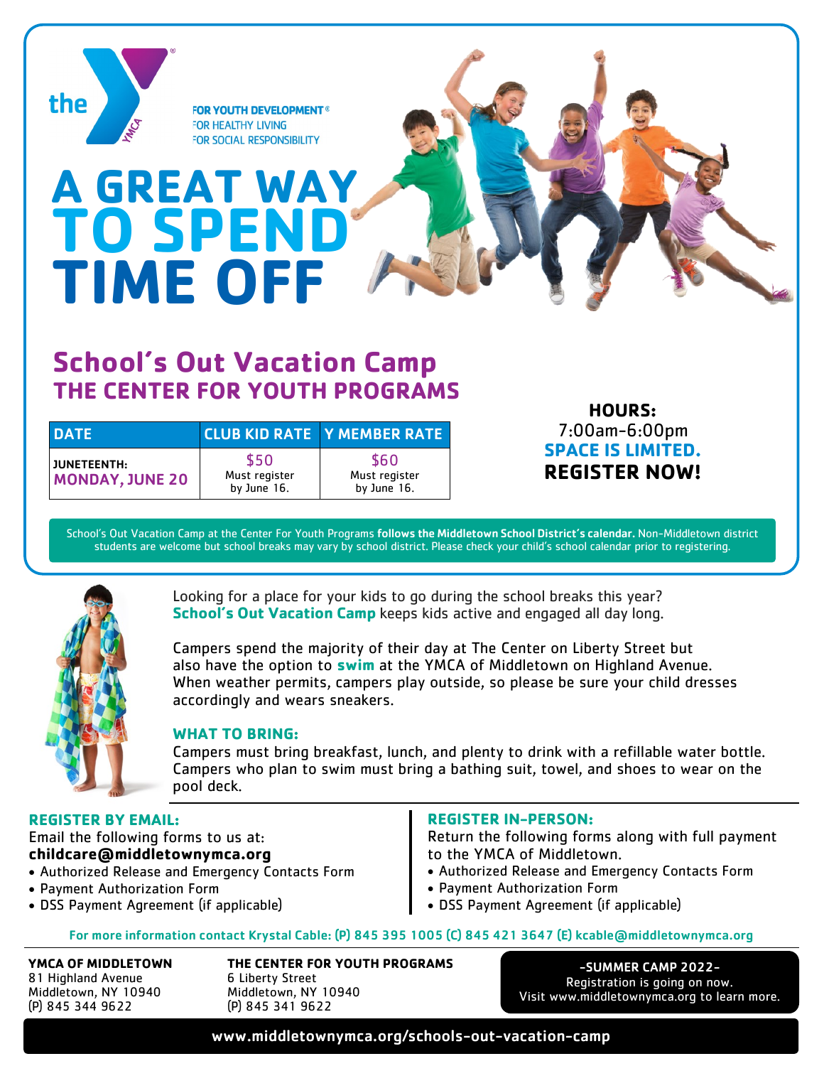the YMCA

FOR YOUTH DEVELOPMENT®
FOR HEALTHY LIVING
FOR SOCIAL RESPONSIBILITY

# A GREAT WAY TO SPEND TIME OFF

## School's Out Vacation Camp
### THE CENTER FOR YOUTH PROGRAMS

| DATE | CLUB KID RATE | Y MEMBER RATE |
|---|---|---|
| JUNETEENTH: MONDAY, JUNE 20 | $50 Must register by June 16. | $60 Must register by June 16. |

**HOURS:**
7:00am-6:00pm
**SPACE IS LIMITED.**
**REGISTER NOW!**

School's Out Vacation Camp at the Center For Youth Programs **follows the Middletown School District's calendar.** Non-Middletown district students are welcome but school breaks may vary by school district. Please check your child's school calendar prior to registering.

Looking for a place for your kids to go during the school breaks this year? **School's Out Vacation Camp** keeps kids active and engaged all day long.

Campers spend the majority of their day at The Center on Liberty Street but also have the option to **swim** at the YMCA of Middletown on Highland Avenue. When weather permits, campers play outside, so please be sure your child dresses accordingly and wears sneakers.

### WHAT TO BRING:

Campers must bring breakfast, lunch, and plenty to drink with a refillable water bottle. Campers who plan to swim must bring a bathing suit, towel, and shoes to wear on the pool deck.

### REGISTER BY EMAIL:

Email the following forms to us at:
**childcare@middletownymca.org**

- Authorized Release and Emergency Contacts Form
- Payment Authorization Form
- DSS Payment Agreement (if applicable)

### REGISTER IN-PERSON:

Return the following forms along with full payment to the YMCA of Middletown.

- Authorized Release and Emergency Contacts Form
- Payment Authorization Form
- DSS Payment Agreement (if applicable)

For more information contact Krystal Cable: (P) 845 395 1005 (C) 845 421 3647 (E) kcable@middletownymca.org

**YMCA OF MIDDLETOWN**
81 Highland Avenue
Middletown, NY 10940
(P) 845 344 9622

**THE CENTER FOR YOUTH PROGRAMS**
6 Liberty Street
Middletown, NY 10940
(P) 845 341 9622

**-SUMMER CAMP 2022-**
Registration is going on now.
Visit www.middletownymca.org to learn more.

**www.middletownymca.org/schools-out-vacation-camp**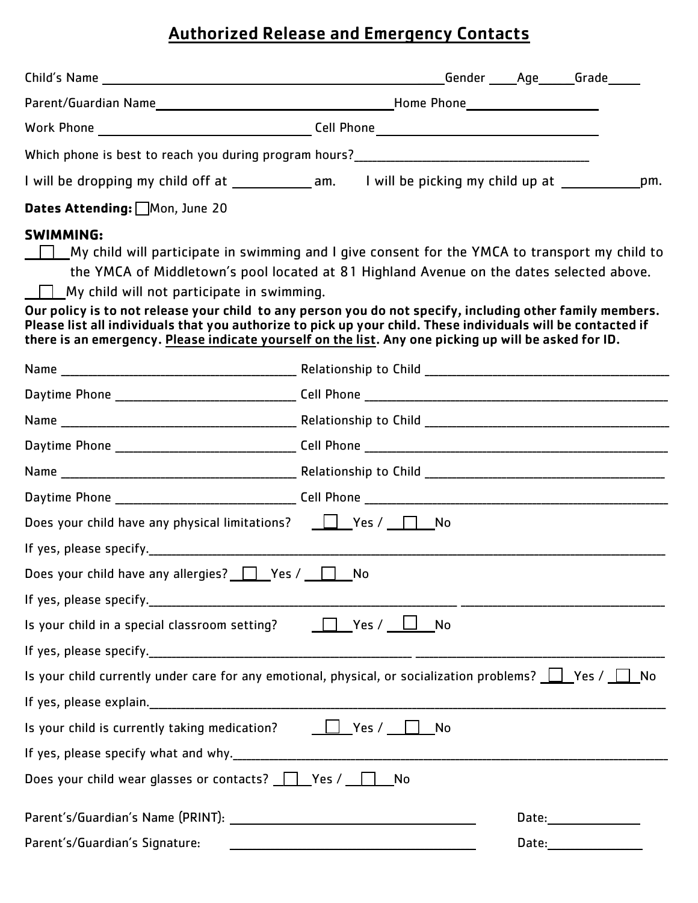# Authorized Release and Emergency Contacts

Child's Name ______________________________ Gender ____ Age _____ Grade _____

Parent/Guardian Name ______________________________ Home Phone ____________________

Work Phone ______________________________ Cell Phone ______________________________

Which phone is best to reach you during program hours? ______________________________

I will be dropping my child off at ___________ am. I will be picking my child up at ___________ pm.

**Dates Attending:** ☐ Mon, June 20

**SWIMMING:**

☐ My child will participate in swimming and I give consent for the YMCA to transport my child to the YMCA of Middletown's pool located at 81 Highland Avenue on the dates selected above.

☐ My child will not participate in swimming.

**Our policy is to not release your child to any person you do not specify, including other family members. Please list all individuals that you authorize to pick up your child. These individuals will be contacted if there is an emergency. Please indicate yourself on the list. Any one picking up will be asked for ID.**

Name ______________________________ Relationship to Child ______________________________

Daytime Phone ______________________________ Cell Phone ______________________________

Name ______________________________ Relationship to Child ______________________________

Daytime Phone ______________________________ Cell Phone ______________________________

Name ______________________________ Relationship to Child ______________________________

Daytime Phone ______________________________ Cell Phone ______________________________

Does your child have any physical limitations? ☐ Yes / ☐ No

If yes, please specify. ______________________________

Does your child have any allergies? ☐ Yes / ☐ No

If yes, please specify. ______________________________

Is your child in a special classroom setting? ☐ Yes / ☐ No

If yes, please specify. ______________________________

Is your child currently under care for any emotional, physical, or socialization problems? ☐ Yes / ☐ No

If yes, please explain. ______________________________

Is your child is currently taking medication? ☐ Yes / ☐ No

If yes, please specify what and why. ______________________________

Does your child wear glasses or contacts? ☐ Yes / ☐ No

Parent's/Guardian's Name (PRINT): ______________________________ Date: ______________

Parent's/Guardian's Signature: ______________________________ Date: ______________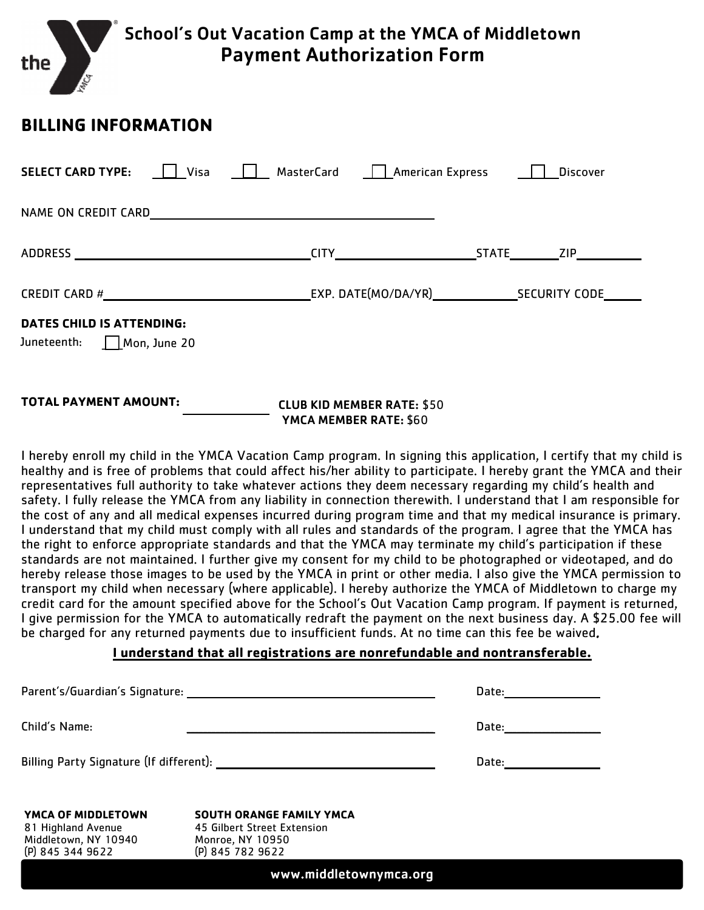# School's Out Vacation Camp at the YMCA of Middletown
## Payment Authorization Form

## BILLING INFORMATION

**SELECT CARD TYPE:** ☐ Visa ☐ MasterCard ☐ American Express ☐ Discover

NAME ON CREDIT CARD________________________________________

ADDRESS ______________________________ CITY____________________ STATE________ ZIP__________

CREDIT CARD #______________________________ EXP. DATE(MO/DA/YR)____________ SECURITY CODE______

**DATES CHILD IS ATTENDING:**

Juneteenth: ☐ Mon, June 20

**TOTAL PAYMENT AMOUNT:** ____________

**CLUB KID MEMBER RATE:** $50
**YMCA MEMBER RATE:** $60

I hereby enroll my child in the YMCA Vacation Camp program. In signing this application, I certify that my child is healthy and is free of problems that could affect his/her ability to participate. I hereby grant the YMCA and their representatives full authority to take whatever actions they deem necessary regarding my child's health and safety. I fully release the YMCA from any liability in connection therewith. I understand that I am responsible for the cost of any and all medical expenses incurred during program time and that my medical insurance is primary. I understand that my child must comply with all rules and standards of the program. I agree that the YMCA has the right to enforce appropriate standards and that the YMCA may terminate my child's participation if these standards are not maintained. I further give my consent for my child to be photographed or videotaped, and do hereby release those images to be used by the YMCA in print or other media. I also give the YMCA permission to transport my child when necessary (where applicable). I hereby authorize the YMCA of Middletown to charge my credit card for the amount specified above for the School's Out Vacation Camp program. If payment is returned, I give permission for the YMCA to automatically redraft the payment on the next business day. A $25.00 fee will be charged for any returned payments due to insufficient funds. At no time can this fee be waived.

**I understand that all registrations are nonrefundable and nontransferable.**

Parent's/Guardian's Signature: ________________________________ Date:______________

Child's Name: ________________________________ Date:______________

Billing Party Signature (If different): ________________________________ Date:______________

**YMCA OF MIDDLETOWN**
81 Highland Avenue
Middletown, NY 10940
(P) 845 344 9622

**SOUTH ORANGE FAMILY YMCA**
45 Gilbert Street Extension
Monroe, NY 10950
(P) 845 782 9622

www.middletownymca.org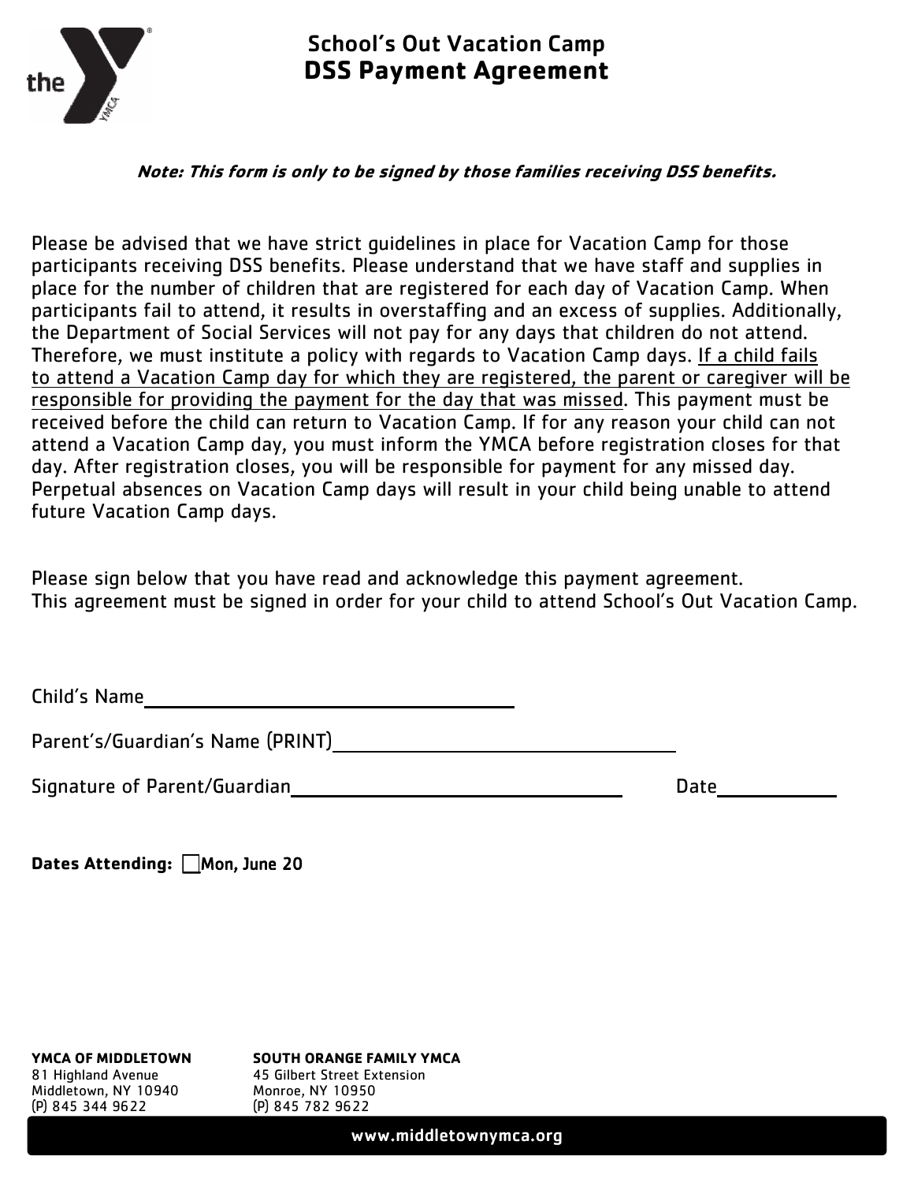# School's Out Vacation Camp
## DSS Payment Agreement

***Note: This form is only to be signed by those families receiving DSS benefits.***

Please be advised that we have strict guidelines in place for Vacation Camp for those participants receiving DSS benefits. Please understand that we have staff and supplies in place for the number of children that are registered for each day of Vacation Camp. When participants fail to attend, it results in overstaffing and an excess of supplies. Additionally, the Department of Social Services will not pay for any days that children do not attend. Therefore, we must institute a policy with regards to Vacation Camp days. <u>If a child fails to attend a Vacation Camp day for which they are registered, the parent or caregiver will be responsible for providing the payment for the day that was missed</u>. This payment must be received before the child can return to Vacation Camp. If for any reason your child can not attend a Vacation Camp day, you must inform the YMCA before registration closes for that day. After registration closes, you will be responsible for payment for any missed day. Perpetual absences on Vacation Camp days will result in your child being unable to attend future Vacation Camp days.

Please sign below that you have read and acknowledge this payment agreement.
This agreement must be signed in order for your child to attend School's Out Vacation Camp.

Child's Name ______________________________

Parent's/Guardian's Name (PRINT) ______________________________

Signature of Parent/Guardian ______________________________ Date __________

**Dates Attending:** ☐ Mon, June 20

**YMCA OF MIDDLETOWN**
81 Highland Avenue
Middletown, NY 10940
(P) 845 344 9622

**SOUTH ORANGE FAMILY YMCA**
45 Gilbert Street Extension
Monroe, NY 10950
(P) 845 782 9622

www.middletownymca.org